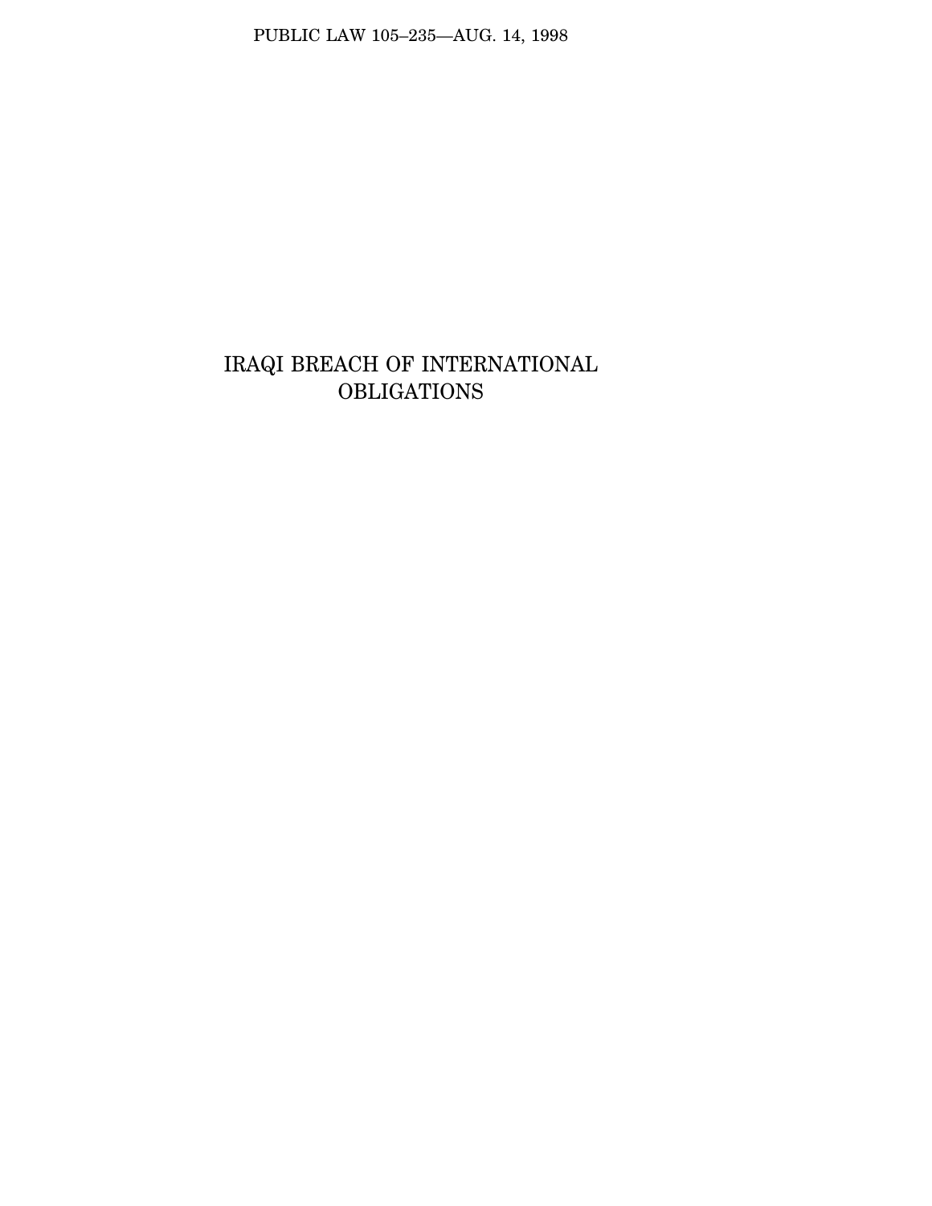PUBLIC LAW 105–235—AUG. 14, 1998

# IRAQI BREACH OF INTERNATIONAL OBLIGATIONS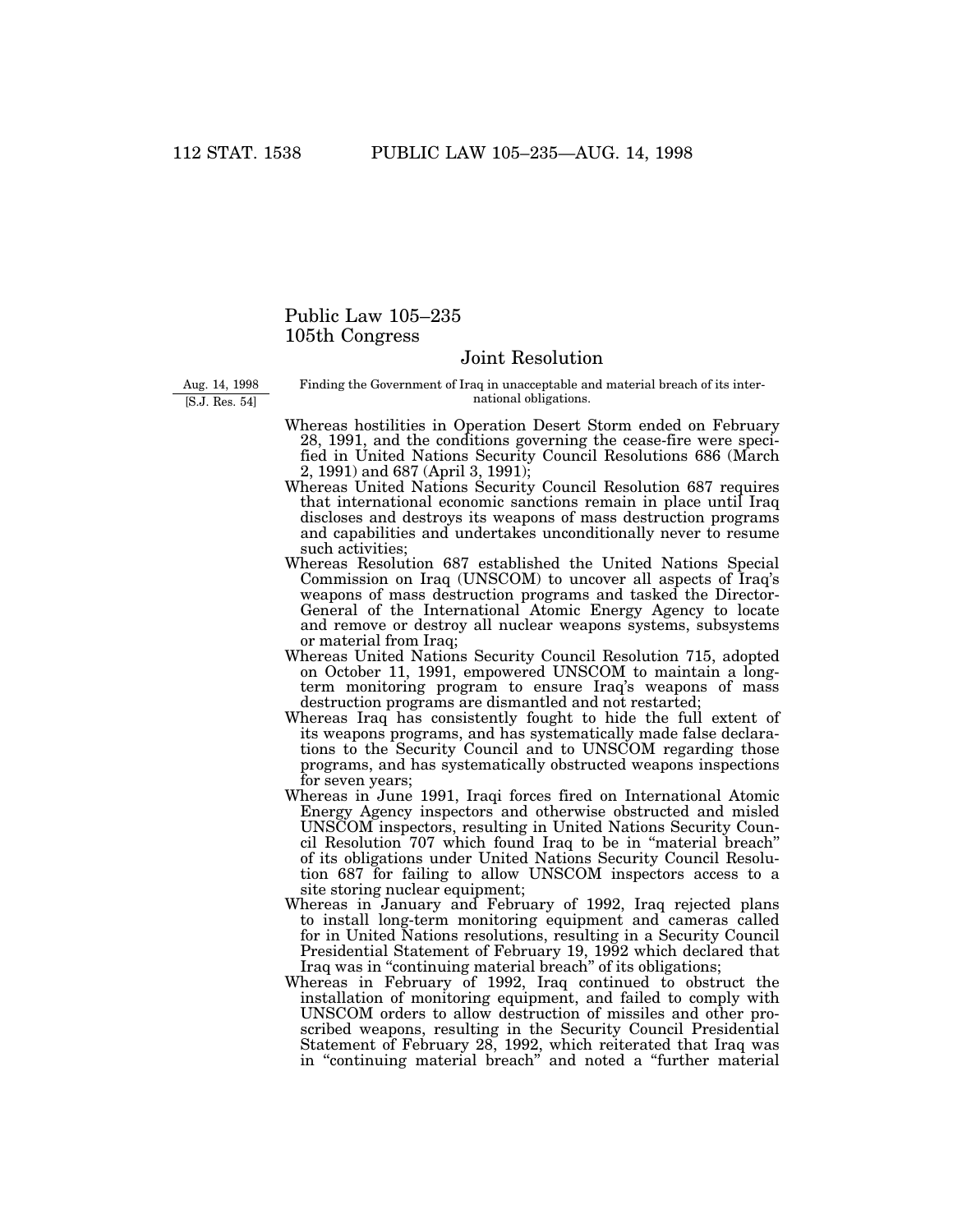# Public Law 105–235
## 105th Congress

### Joint Resolution

Aug. 14, 1998
[S.J. Res. 54]

Finding the Government of Iraq in unacceptable and material breach of its international obligations.

Whereas hostilities in Operation Desert Storm ended on February 28, 1991, and the conditions governing the cease-fire were specified in United Nations Security Council Resolutions 686 (March 2, 1991) and 687 (April 3, 1991);

Whereas United Nations Security Council Resolution 687 requires that international economic sanctions remain in place until Iraq discloses and destroys its weapons of mass destruction programs and capabilities and undertakes unconditionally never to resume such activities;

Whereas Resolution 687 established the United Nations Special Commission on Iraq (UNSCOM) to uncover all aspects of Iraq's weapons of mass destruction programs and tasked the Director-General of the International Atomic Energy Agency to locate and remove or destroy all nuclear weapons systems, subsystems or material from Iraq;

Whereas United Nations Security Council Resolution 715, adopted on October 11, 1991, empowered UNSCOM to maintain a long-term monitoring program to ensure Iraq's weapons of mass destruction programs are dismantled and not restarted;

Whereas Iraq has consistently fought to hide the full extent of its weapons programs, and has systematically made false declarations to the Security Council and to UNSCOM regarding those programs, and has systematically obstructed weapons inspections for seven years;

Whereas in June 1991, Iraqi forces fired on International Atomic Energy Agency inspectors and otherwise obstructed and misled UNSCOM inspectors, resulting in United Nations Security Council Resolution 707 which found Iraq to be in "material breach" of its obligations under United Nations Security Council Resolution 687 for failing to allow UNSCOM inspectors access to a site storing nuclear equipment;

Whereas in January and February of 1992, Iraq rejected plans to install long-term monitoring equipment and cameras called for in United Nations resolutions, resulting in a Security Council Presidential Statement of February 19, 1992 which declared that Iraq was in "continuing material breach" of its obligations;

Whereas in February of 1992, Iraq continued to obstruct the installation of monitoring equipment, and failed to comply with UNSCOM orders to allow destruction of missiles and other proscribed weapons, resulting in the Security Council Presidential Statement of February 28, 1992, which reiterated that Iraq was in "continuing material breach" and noted a "further material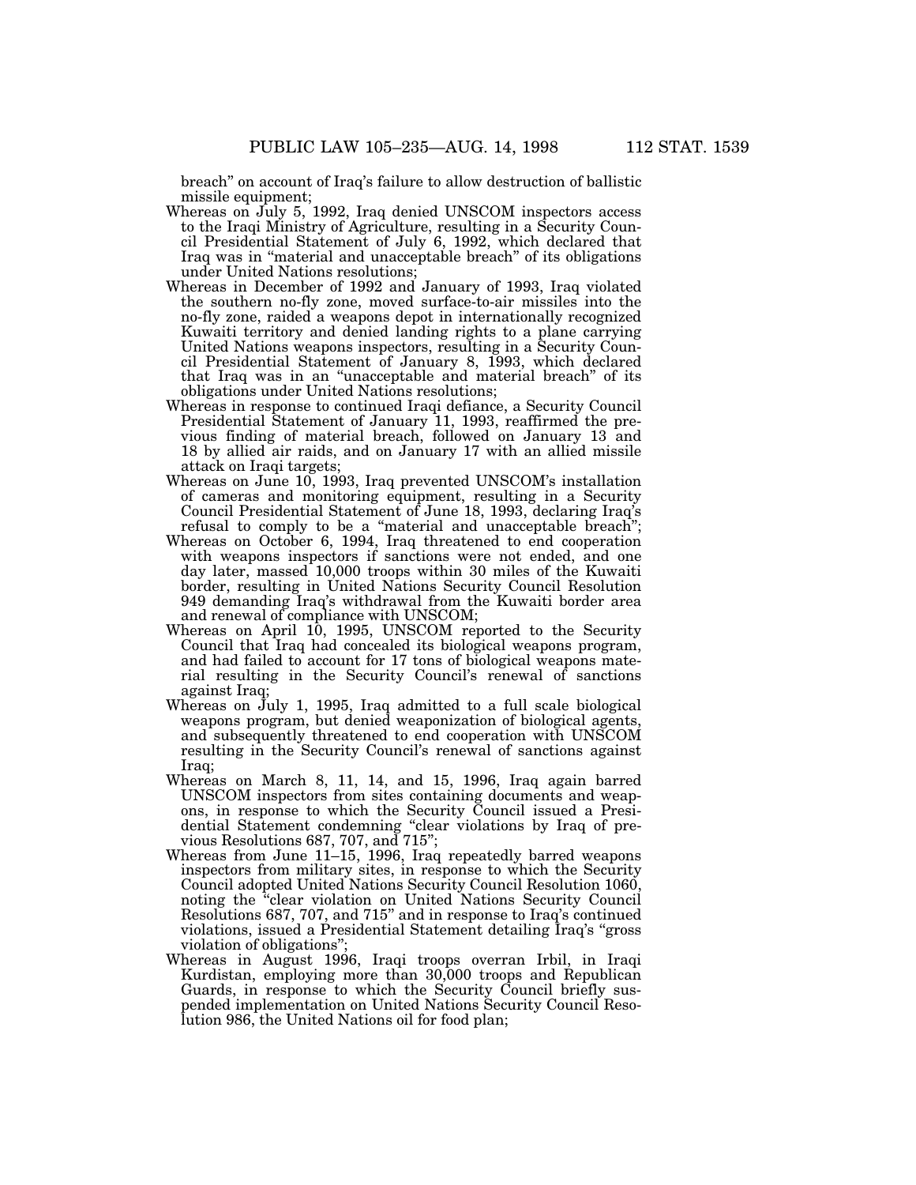breach" on account of Iraq's failure to allow destruction of ballistic missile equipment;

Whereas on July 5, 1992, Iraq denied UNSCOM inspectors access to the Iraqi Ministry of Agriculture, resulting in a Security Council Presidential Statement of July 6, 1992, which declared that Iraq was in "material and unacceptable breach" of its obligations under United Nations resolutions;

Whereas in December of 1992 and January of 1993, Iraq violated the southern no-fly zone, moved surface-to-air missiles into the no-fly zone, raided a weapons depot in internationally recognized Kuwaiti territory and denied landing rights to a plane carrying United Nations weapons inspectors, resulting in a Security Council Presidential Statement of January 8, 1993, which declared that Iraq was in an "unacceptable and material breach" of its obligations under United Nations resolutions;

Whereas in response to continued Iraqi defiance, a Security Council Presidential Statement of January 11, 1993, reaffirmed the previous finding of material breach, followed on January 13 and 18 by allied air raids, and on January 17 with an allied missile attack on Iraqi targets;

Whereas on June 10, 1993, Iraq prevented UNSCOM's installation of cameras and monitoring equipment, resulting in a Security Council Presidential Statement of June 18, 1993, declaring Iraq's refusal to comply to be a "material and unacceptable breach";

Whereas on October 6, 1994, Iraq threatened to end cooperation with weapons inspectors if sanctions were not ended, and one day later, massed 10,000 troops within 30 miles of the Kuwaiti border, resulting in United Nations Security Council Resolution 949 demanding Iraq's withdrawal from the Kuwaiti border area and renewal of compliance with UNSCOM;

Whereas on April 10, 1995, UNSCOM reported to the Security Council that Iraq had concealed its biological weapons program, and had failed to account for 17 tons of biological weapons material resulting in the Security Council's renewal of sanctions against Iraq;

Whereas on July 1, 1995, Iraq admitted to a full scale biological weapons program, but denied weaponization of biological agents, and subsequently threatened to end cooperation with UNSCOM resulting in the Security Council's renewal of sanctions against Iraq;

Whereas on March 8, 11, 14, and 15, 1996, Iraq again barred UNSCOM inspectors from sites containing documents and weapons, in response to which the Security Council issued a Presidential Statement condemning "clear violations by Iraq of previous Resolutions 687, 707, and 715";

Whereas from June 11–15, 1996, Iraq repeatedly barred weapons inspectors from military sites, in response to which the Security Council adopted United Nations Security Council Resolution 1060, noting the "clear violation on United Nations Security Council Resolutions 687, 707, and 715" and in response to Iraq's continued violations, issued a Presidential Statement detailing Iraq's "gross violation of obligations";

Whereas in August 1996, Iraqi troops overran Irbil, in Iraqi Kurdistan, employing more than 30,000 troops and Republican Guards, in response to which the Security Council briefly suspended implementation on United Nations Security Council Resolution 986, the United Nations oil for food plan;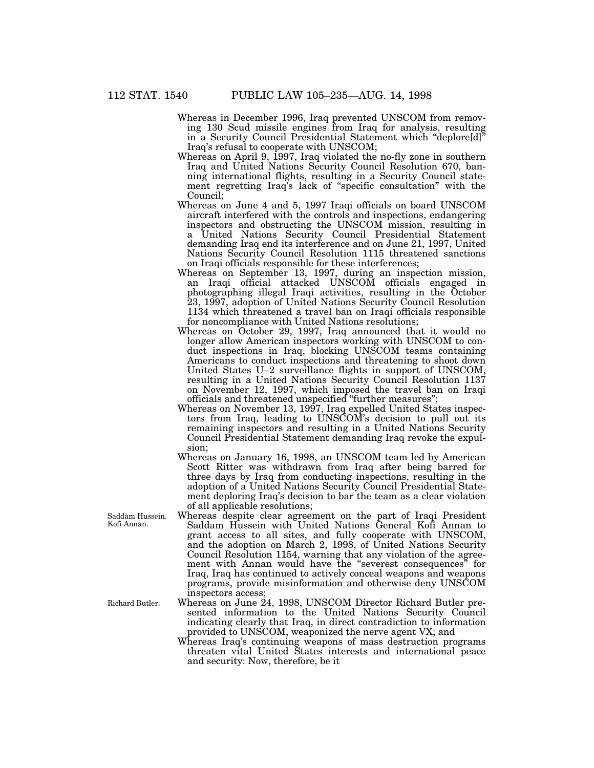Whereas in December 1996, Iraq prevented UNSCOM from removing 130 Scud missile engines from Iraq for analysis, resulting in a Security Council Presidential Statement which "deplore[d]" Iraq's refusal to cooperate with UNSCOM;

Whereas on April 9, 1997, Iraq violated the no-fly zone in southern Iraq and United Nations Security Council Resolution 670, banning international flights, resulting in a Security Council statement regretting Iraq's lack of "specific consultation" with the Council;

Whereas on June 4 and 5, 1997 Iraqi officials on board UNSCOM aircraft interfered with the controls and inspections, endangering inspectors and obstructing the UNSCOM mission, resulting in a United Nations Security Council Presidential Statement demanding Iraq end its interference and on June 21, 1997, United Nations Security Council Resolution 1115 threatened sanctions on Iraqi officials responsible for these interferences;

Whereas on September 13, 1997, during an inspection mission, an Iraqi official attacked UNSCOM officials engaged in photographing illegal Iraqi activities, resulting in the October 23, 1997, adoption of United Nations Security Council Resolution 1134 which threatened a travel ban on Iraqi officials responsible for noncompliance with United Nations resolutions;

Whereas on October 29, 1997, Iraq announced that it would no longer allow American inspectors working with UNSCOM to conduct inspections in Iraq, blocking UNSCOM teams containing Americans to conduct inspections and threatening to shoot down United States U–2 surveillance flights in support of UNSCOM, resulting in a United Nations Security Council Resolution 1137 on November 12, 1997, which imposed the travel ban on Iraqi officials and threatened unspecified "further measures";

Whereas on November 13, 1997, Iraq expelled United States inspectors from Iraq, leading to UNSCOM's decision to pull out its remaining inspectors and resulting in a United Nations Security Council Presidential Statement demanding Iraq revoke the expulsion;

Whereas on January 16, 1998, an UNSCOM team led by American Scott Ritter was withdrawn from Iraq after being barred for three days by Iraq from conducting inspections, resulting in the adoption of a United Nations Security Council Presidential Statement deploring Iraq's decision to bar the team as a clear violation of all applicable resolutions;

Saddam Hussein. Kofi Annan.

Whereas despite clear agreement on the part of Iraqi President Saddam Hussein with United Nations General Kofi Annan to grant access to all sites, and fully cooperate with UNSCOM, and the adoption on March 2, 1998, of United Nations Security Council Resolution 1154, warning that any violation of the agreement with Annan would have the "severest consequences" for Iraq, Iraq has continued to actively conceal weapons and weapons programs, provide misinformation and otherwise deny UNSCOM inspectors access;

Richard Butler.

Whereas on June 24, 1998, UNSCOM Director Richard Butler presented information to the United Nations Security Council indicating clearly that Iraq, in direct contradiction to information provided to UNSCOM, weaponized the nerve agent VX; and

Whereas Iraq's continuing weapons of mass destruction programs threaten vital United States interests and international peace and security: Now, therefore, be it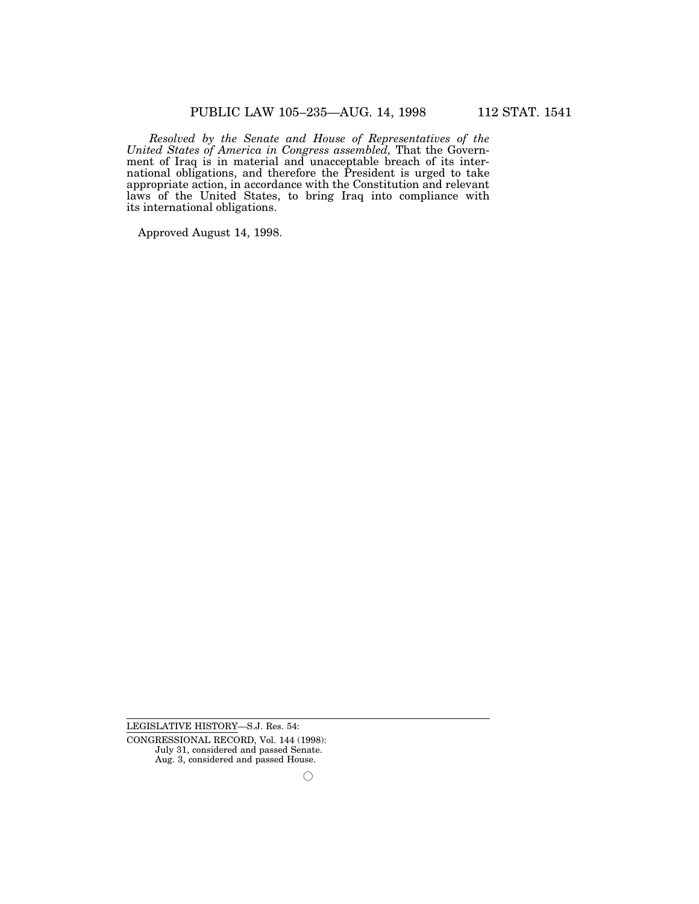*Resolved by the Senate and House of Representatives of the United States of America in Congress assembled,* That the Government of Iraq is in material and unacceptable breach of its international obligations, and therefore the President is urged to take appropriate action, in accordance with the Constitution and relevant laws of the United States, to bring Iraq into compliance with its international obligations.

Approved August 14, 1998.

---

LEGISLATIVE HISTORY—S.J. Res. 54:

CONGRESSIONAL RECORD, Vol. 144 (1998):

July 31, considered and passed Senate.

Aug. 3, considered and passed House.

○